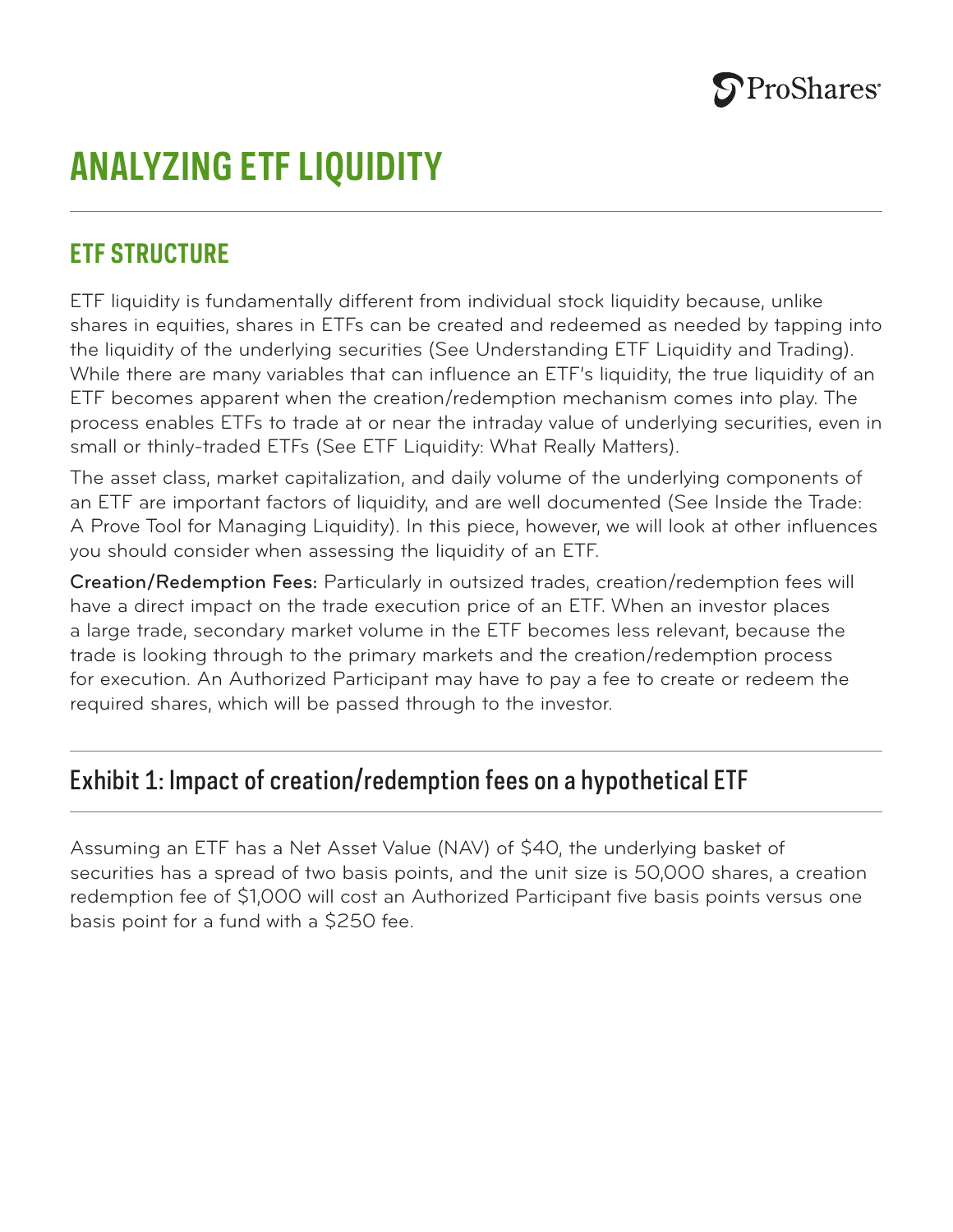# ANALYZING ETF LIQUIDITY

## ETF STRUCTURE

ETF liquidity is fundamentally different from individual stock liquidity because, unlike shares in equities, shares in ETFs can be created and redeemed as needed by tapping into the liquidity of the underlying securities (See Understanding ETF Liquidity and Trading). While there are many variables that can influence an ETF's liquidity, the true liquidity of an ETF becomes apparent when the creation/redemption mechanism comes into play. The process enables ETFs to trade at or near the intraday value of underlying securities, even in small or thinly-traded ETFs (See ETF Liquidity: What Really Matters).

The asset class, market capitalization, and daily volume of the underlying components of an ETF are important factors of liquidity, and are well documented (See Inside the Trade: A Prove Tool for Managing Liquidity). In this piece, however, we will look at other influences you should consider when assessing the liquidity of an ETF.

**Creation/Redemption Fees:** Particularly in outsized trades, creation/redemption fees will have a direct impact on the trade execution price of an ETF. When an investor places a large trade, secondary market volume in the ETF becomes less relevant, because the trade is looking through to the primary markets and the creation/redemption process for execution. An Authorized Participant may have to pay a fee to create or redeem the required shares, which will be passed through to the investor.

## Exhibit 1: Impact of creation/redemption fees on a hypothetical ETF

Assuming an ETF has a Net Asset Value (NAV) of $40, the underlying basket of securities has a spread of two basis points, and the unit size is 50,000 shares, a creation redemption fee of $1,000 will cost an Authorized Participant five basis points versus one basis point for a fund with a $250 fee.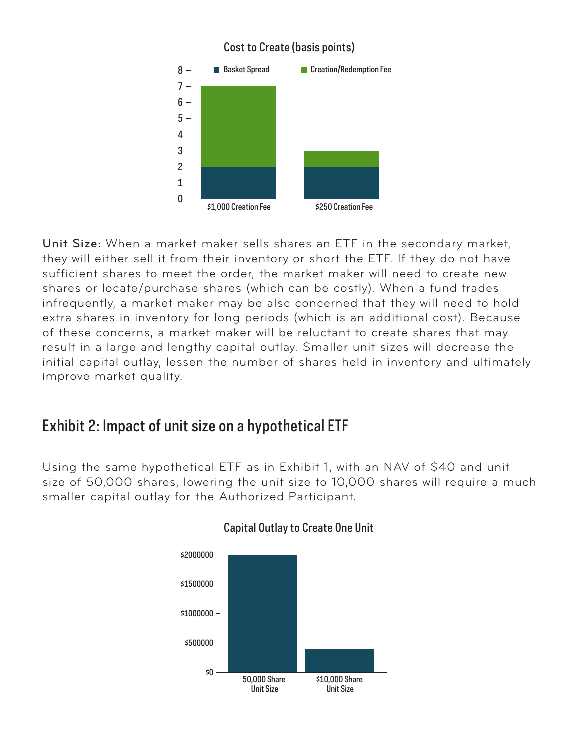Cost to Create (basis points)

| | Basket Spread | Creation/Redemption Fee |
|---|---|---|
| $1,000 Creation Fee | 2 | 5 |
| $250 Creation Fee | 2 | 1 |

**Unit Size:** When a market maker sells shares an ETF in the secondary market, they will either sell it from their inventory or short the ETF. If they do not have sufficient shares to meet the order, the market maker will need to create new shares or locate/purchase shares (which can be costly). When a fund trades infrequently, a market maker may be also concerned that they will need to hold extra shares in inventory for long periods (which is an additional cost). Because of these concerns, a market maker will be reluctant to create shares that may result in a large and lengthy capital outlay. Smaller unit sizes will decrease the initial capital outlay, lessen the number of shares held in inventory and ultimately improve market quality.

## Exhibit 2: Impact of unit size on a hypothetical ETF

Using the same hypothetical ETF as in Exhibit 1, with an NAV of $40 and unit size of 50,000 shares, lowering the unit size to 10,000 shares will require a much smaller capital outlay for the Authorized Participant.

Capital Outlay to Create One Unit

| | Capital Outlay |
|---|---|
| 50,000 Share Unit Size | $2000000 |
| $10,000 Share Unit Size | $400000 |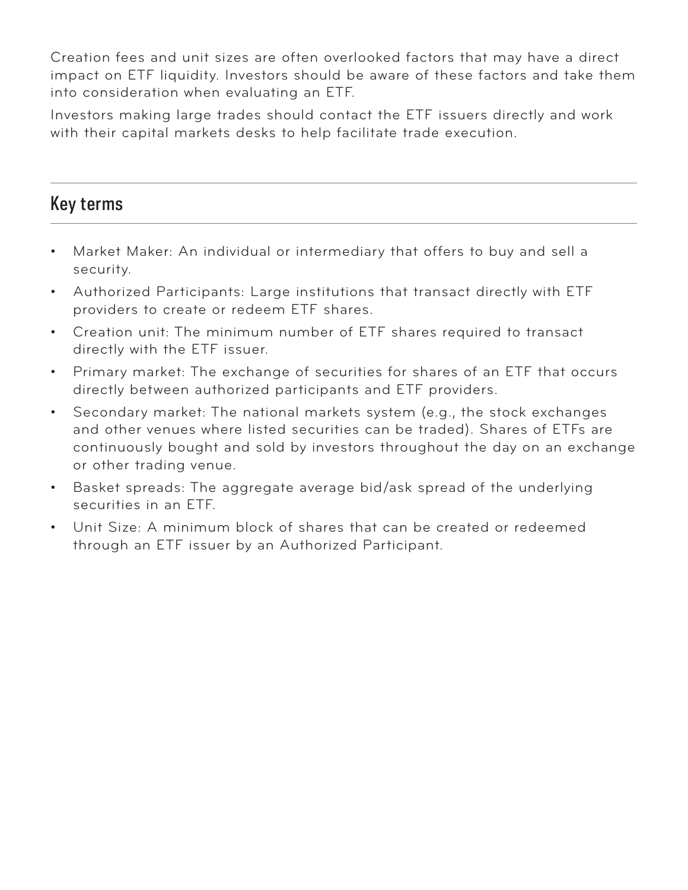Creation fees and unit sizes are often overlooked factors that may have a direct impact on ETF liquidity. Investors should be aware of these factors and take them into consideration when evaluating an ETF.

Investors making large trades should contact the ETF issuers directly and work with their capital markets desks to help facilitate trade execution.

## Key terms

- Market Maker: An individual or intermediary that offers to buy and sell a security.
- Authorized Participants: Large institutions that transact directly with ETF providers to create or redeem ETF shares.
- Creation unit: The minimum number of ETF shares required to transact directly with the ETF issuer.
- Primary market: The exchange of securities for shares of an ETF that occurs directly between authorized participants and ETF providers.
- Secondary market: The national markets system (e.g., the stock exchanges and other venues where listed securities can be traded). Shares of ETFs are continuously bought and sold by investors throughout the day on an exchange or other trading venue.
- Basket spreads: The aggregate average bid/ask spread of the underlying securities in an ETF.
- Unit Size: A minimum block of shares that can be created or redeemed through an ETF issuer by an Authorized Participant.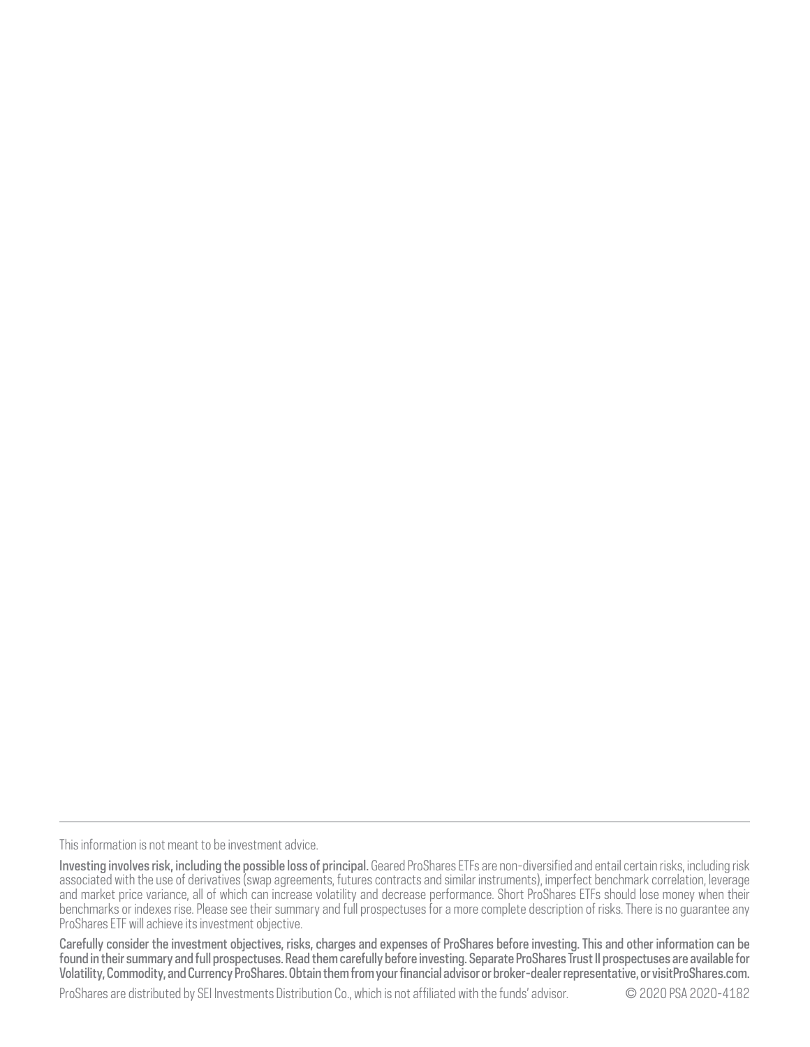This information is not meant to be investment advice.

**Investing involves risk, including the possible loss of principal.** Geared ProShares ETFs are non-diversified and entail certain risks, including risk associated with the use of derivatives (swap agreements, futures contracts and similar instruments), imperfect benchmark correlation, leverage and market price variance, all of which can increase volatility and decrease performance. Short ProShares ETFs should lose money when their benchmarks or indexes rise. Please see their summary and full prospectuses for a more complete description of risks. There is no guarantee any ProShares ETF will achieve its investment objective.

**Carefully consider the investment objectives, risks, charges and expenses of ProShares before investing. This and other information can be found in their summary and full prospectuses. Read them carefully before investing. Separate ProShares Trust II prospectuses are available for Volatility, Commodity, and Currency ProShares. Obtain them from your financial advisor or broker-dealer representative, or visitProShares.com.**

ProShares are distributed by SEI Investments Distribution Co., which is not affiliated with the funds' advisor. © 2020 PSA 2020-4182